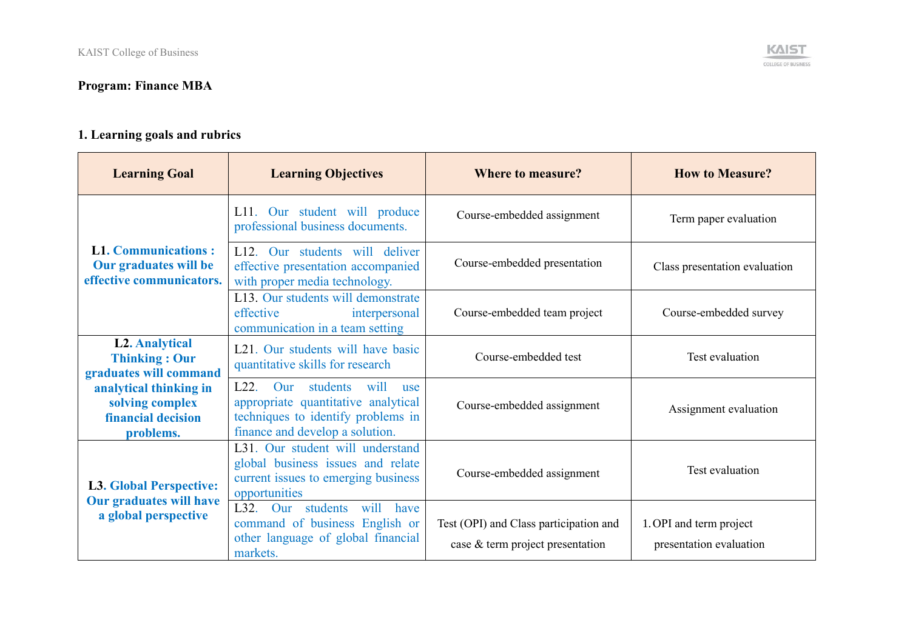**Program: Finance MBA**

## 1. Learning goals and rubrics

| Learning Goal | Learning Objectives | Where to measure? | How to Measure? |
|---|---|---|---|
| **L1. Communications : Our graduates will be effective communicators.** | L11. Our student will produce professional business documents. | Course-embedded assignment | Term paper evaluation |
| | L12. Our students will deliver effective presentation accompanied with proper media technology. | Course-embedded presentation | Class presentation evaluation |
| | L13. Our students will demonstrate effective interpersonal communication in a team setting | Course-embedded team project | Course-embedded survey |
| **L2. Analytical Thinking : Our graduates will command analytical thinking in solving complex financial decision problems.** | L21. Our students will have basic quantitative skills for research | Course-embedded test | Test evaluation |
| | L22. Our students will use appropriate quantitative analytical techniques to identify problems in finance and develop a solution. | Course-embedded assignment | Assignment evaluation |
| **L3. Global Perspective: Our graduates will have a global perspective** | L31. Our student will understand global business issues and relate current issues to emerging business opportunities | Course-embedded assignment | Test evaluation |
| | L32. Our students will have command of business English or other language of global financial markets. | Test (OPI) and Class participation and case & term project presentation | 1. OPI and term project presentation evaluation |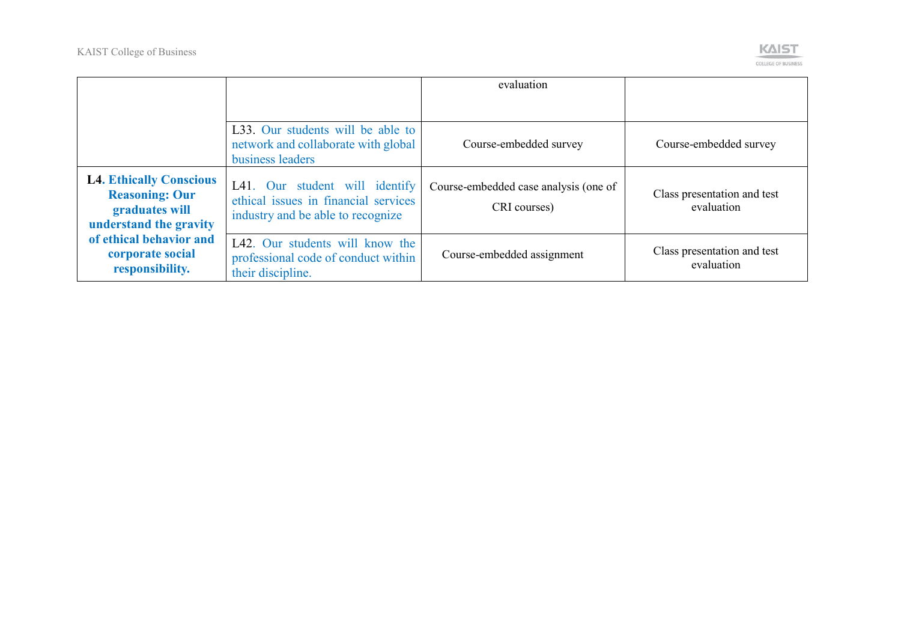| | | | |
|---|---|---|---|
| | | evaluation | |
| | L33. Our students will be able to network and collaborate with global business leaders | Course-embedded survey | Course-embedded survey |
| **L4. Ethically Conscious Reasoning: Our graduates will understand the gravity of ethical behavior and corporate social responsibility.** | L41. Our student will identify ethical issues in financial services industry and be able to recognize | Course-embedded case analysis (one of CRI courses) | Class presentation and test evaluation |
| | L42. Our students will know the professional code of conduct within their discipline. | Course-embedded assignment | Class presentation and test evaluation |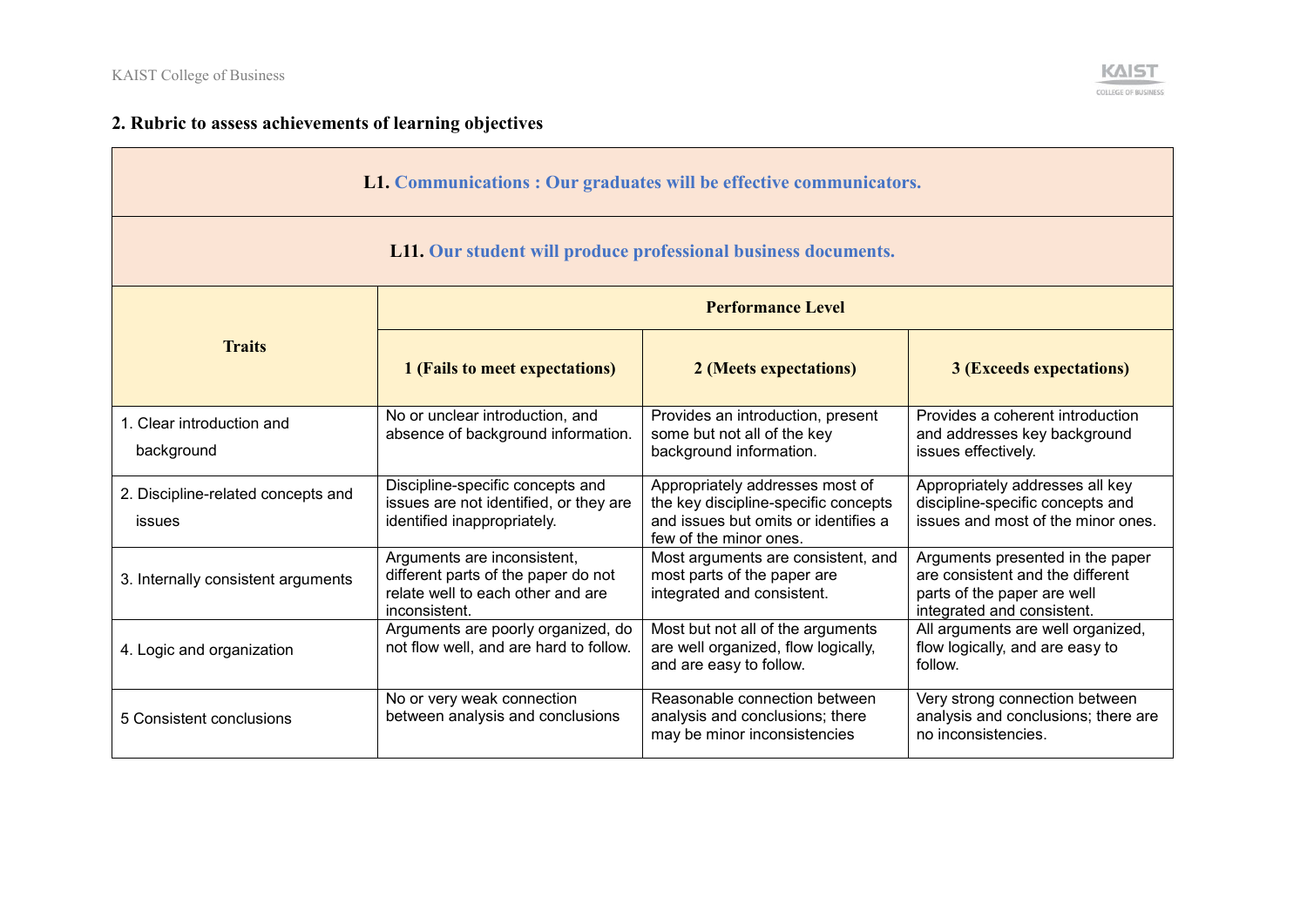## 2. Rubric to assess achievements of learning objectives

**L1. Communications : Our graduates will be effective communicators.**

**L11. Our student will produce professional business documents.**

| Traits | Performance Level | | |
|---|---|---|---|
| | **1 (Fails to meet expectations)** | **2 (Meets expectations)** | **3 (Exceeds expectations)** |
| 1. Clear introduction and background | No or unclear introduction, and absence of background information. | Provides an introduction, present some but not all of the key background information. | Provides a coherent introduction and addresses key background issues effectively. |
| 2. Discipline-related concepts and issues | Discipline-specific concepts and issues are not identified, or they are identified inappropriately. | Appropriately addresses most of the key discipline-specific concepts and issues but omits or identifies a few of the minor ones. | Appropriately addresses all key discipline-specific concepts and issues and most of the minor ones. |
| 3. Internally consistent arguments | Arguments are inconsistent, different parts of the paper do not relate well to each other and are inconsistent. | Most arguments are consistent, and most parts of the paper are integrated and consistent. | Arguments presented in the paper are consistent and the different parts of the paper are well integrated and consistent. |
| 4. Logic and organization | Arguments are poorly organized, do not flow well, and are hard to follow. | Most but not all of the arguments are well organized, flow logically, and are easy to follow. | All arguments are well organized, flow logically, and are easy to follow. |
| 5 Consistent conclusions | No or very weak connection between analysis and conclusions | Reasonable connection between analysis and conclusions; there may be minor inconsistencies | Very strong connection between analysis and conclusions; there are no inconsistencies. |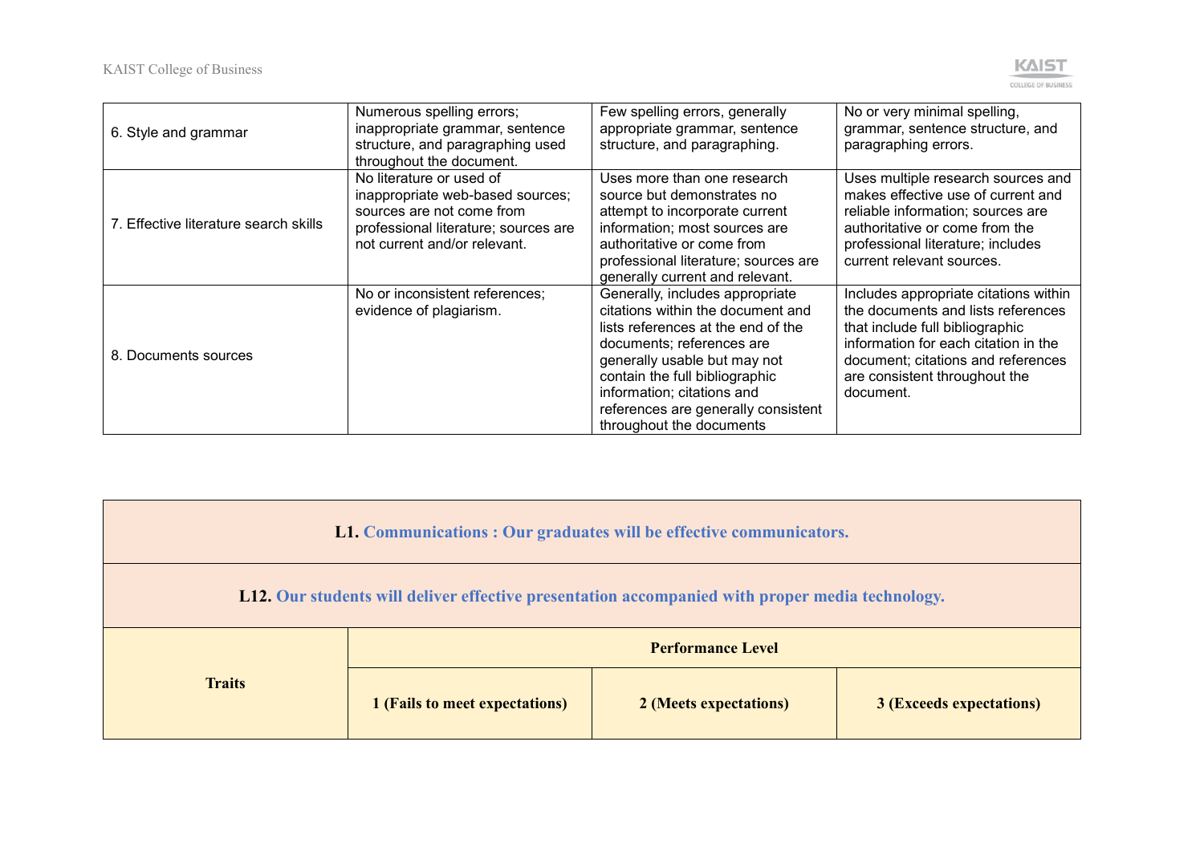| | | | |
|---|---|---|---|
| 6. Style and grammar | Numerous spelling errors; inappropriate grammar, sentence structure, and paragraphing used throughout the document. | Few spelling errors, generally appropriate grammar, sentence structure, and paragraphing. | No or very minimal spelling, grammar, sentence structure, and paragraphing errors. |
| 7. Effective literature search skills | No literature or used of inappropriate web-based sources; sources are not come from professional literature; sources are not current and/or relevant. | Uses more than one research source but demonstrates no attempt to incorporate current information; most sources are authoritative or come from professional literature; sources are generally current and relevant. | Uses multiple research sources and makes effective use of current and reliable information; sources are authoritative or come from the professional literature; includes current relevant sources. |
| 8. Documents sources | No or inconsistent references; evidence of plagiarism. | Generally, includes appropriate citations within the document and lists references at the end of the documents; references are generally usable but may not contain the full bibliographic information; citations and references are generally consistent throughout the documents | Includes appropriate citations within the documents and lists references that include full bibliographic information for each citation in the document; citations and references are consistent throughout the document. |

**L1. Communications : Our graduates will be effective communicators.**

**L12. Our students will deliver effective presentation accompanied with proper media technology.**

| Traits | Performance Level | | |
|---|---|---|---|
| | 1 (Fails to meet expectations) | 2 (Meets expectations) | 3 (Exceeds expectations) |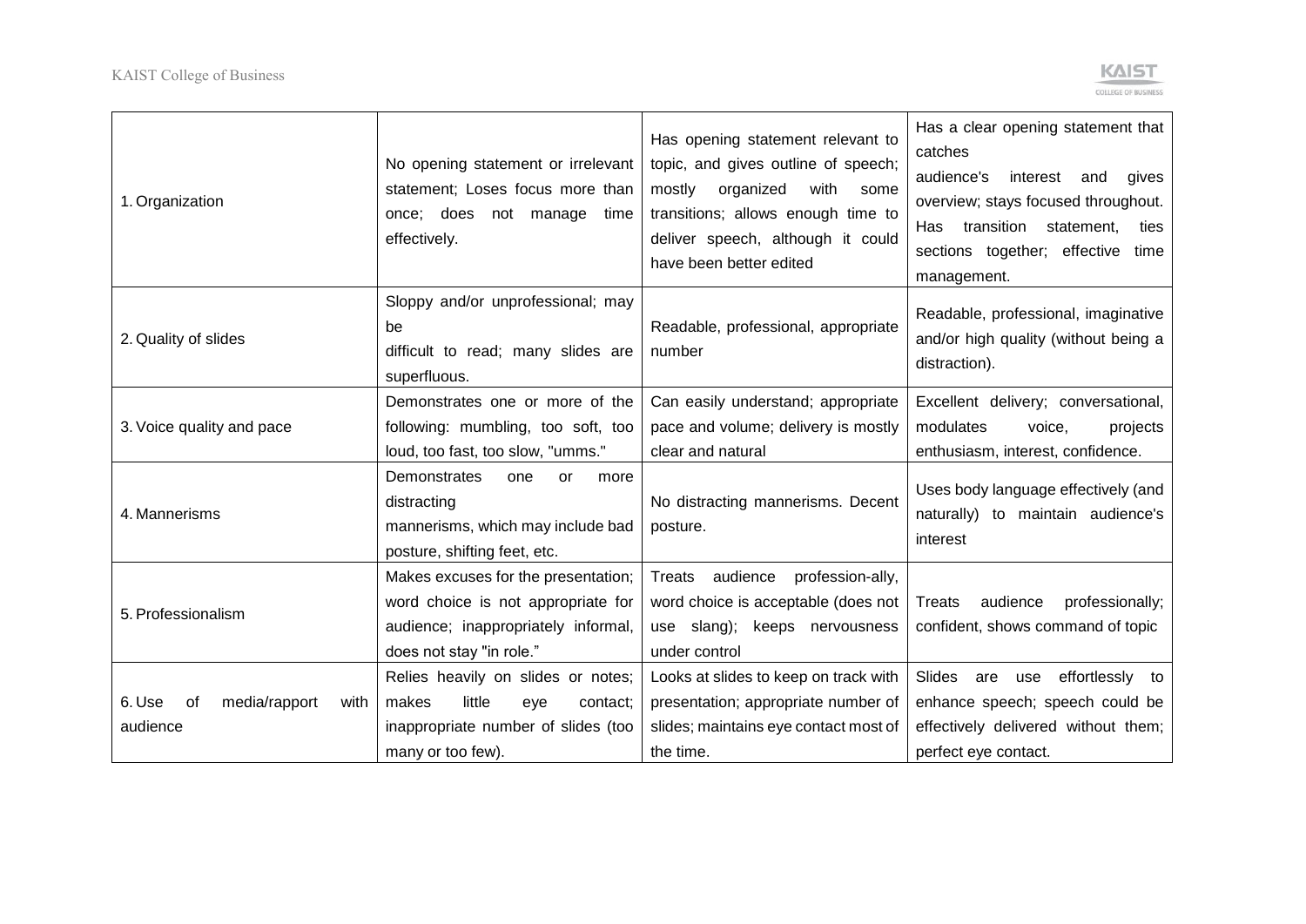| | | | |
|---|---|---|---|
| 1. Organization | No opening statement or irrelevant statement; Loses focus more than once; does not manage time effectively. | Has opening statement relevant to topic, and gives outline of speech; mostly organized with some transitions; allows enough time to deliver speech, although it could have been better edited | Has a clear opening statement that catches audience's interest and gives overview; stays focused throughout. Has transition statement, ties sections together; effective time management. |
| 2. Quality of slides | Sloppy and/or unprofessional; may be difficult to read; many slides are superfluous. | Readable, professional, appropriate number | Readable, professional, imaginative and/or high quality (without being a distraction). |
| 3. Voice quality and pace | Demonstrates one or more of the following: mumbling, too soft, too loud, too fast, too slow, "umms." | Can easily understand; appropriate pace and volume; delivery is mostly clear and natural | Excellent delivery; conversational, modulates voice, projects enthusiasm, interest, confidence. |
| 4. Mannerisms | Demonstrates one or more distracting mannerisms, which may include bad posture, shifting feet, etc. | No distracting mannerisms. Decent posture. | Uses body language effectively (and naturally) to maintain audience's interest |
| 5. Professionalism | Makes excuses for the presentation; word choice is not appropriate for audience; inappropriately informal, does not stay "in role." | Treats audience profession-ally, word choice is acceptable (does not use slang); keeps nervousness under control | Treats audience professionally; confident, shows command of topic |
| 6. Use of media/rapport with audience | Relies heavily on slides or notes; makes little eye contact; inappropriate number of slides (too many or too few). | Looks at slides to keep on track with presentation; appropriate number of slides; maintains eye contact most of the time. | Slides are use effortlessly to enhance speech; speech could be effectively delivered without them; perfect eye contact. |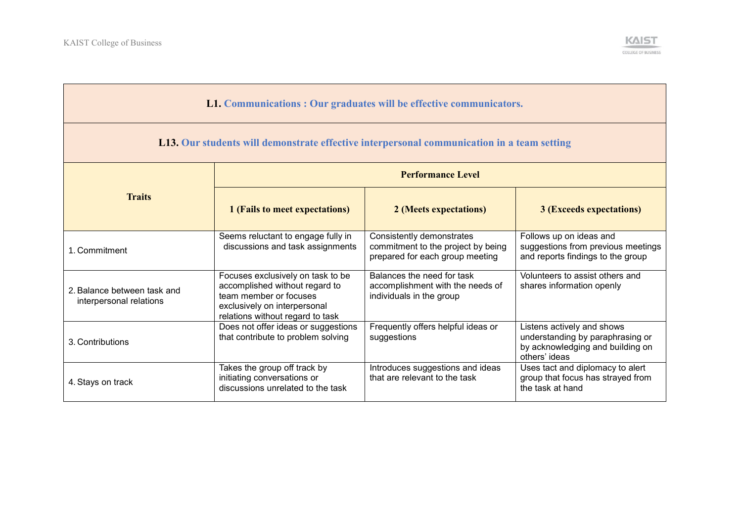| **L1. Communications : Our graduates will be effective communicators.** | | | |
|---|---|---|---|
| **L13. Our students will demonstrate effective interpersonal communication in a team setting** | | | |
| **Traits** | **Performance Level** | | |
| | **1 (Fails to meet expectations)** | **2 (Meets expectations)** | **3 (Exceeds expectations)** |
| 1. Commitment | Seems reluctant to engage fully in discussions and task assignments | Consistently demonstrates commitment to the project by being prepared for each group meeting | Follows up on ideas and suggestions from previous meetings and reports findings to the group |
| 2. Balance between task and interpersonal relations | Focuses exclusively on task to be accomplished without regard to team member or focuses exclusively on interpersonal relations without regard to task | Balances the need for task accomplishment with the needs of individuals in the group | Volunteers to assist others and shares information openly |
| 3. Contributions | Does not offer ideas or suggestions that contribute to problem solving | Frequently offers helpful ideas or suggestions | Listens actively and shows understanding by paraphrasing or by acknowledging and building on others' ideas |
| 4. Stays on track | Takes the group off track by initiating conversations or discussions unrelated to the task | Introduces suggestions and ideas that are relevant to the task | Uses tact and diplomacy to alert group that focus has strayed from the task at hand |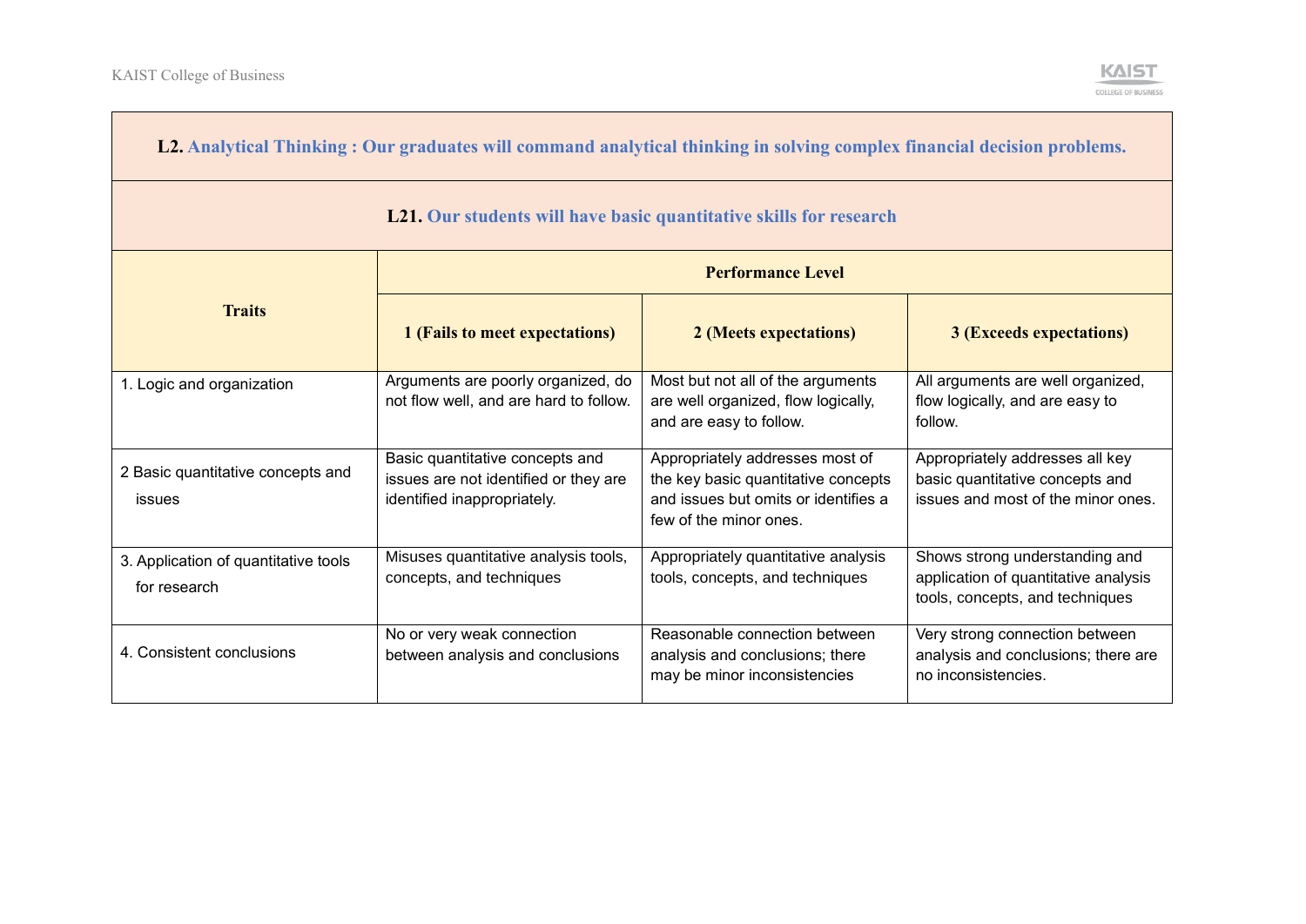**L2. Analytical Thinking : Our graduates will command analytical thinking in solving complex financial decision problems.**

**L21. Our students will have basic quantitative skills for research**

| Traits | Performance Level | | |
|---|---|---|---|
| | **1 (Fails to meet expectations)** | **2 (Meets expectations)** | **3 (Exceeds expectations)** |
| 1. Logic and organization | Arguments are poorly organized, do not flow well, and are hard to follow. | Most but not all of the arguments are well organized, flow logically, and are easy to follow. | All arguments are well organized, flow logically, and are easy to follow. |
| 2 Basic quantitative concepts and issues | Basic quantitative concepts and issues are not identified or they are identified inappropriately. | Appropriately addresses most of the key basic quantitative concepts and issues but omits or identifies a few of the minor ones. | Appropriately addresses all key basic quantitative concepts and issues and most of the minor ones. |
| 3. Application of quantitative tools for research | Misuses quantitative analysis tools, concepts, and techniques | Appropriately quantitative analysis tools, concepts, and techniques | Shows strong understanding and application of quantitative analysis tools, concepts, and techniques |
| 4. Consistent conclusions | No or very weak connection between analysis and conclusions | Reasonable connection between analysis and conclusions; there may be minor inconsistencies | Very strong connection between analysis and conclusions; there are no inconsistencies. |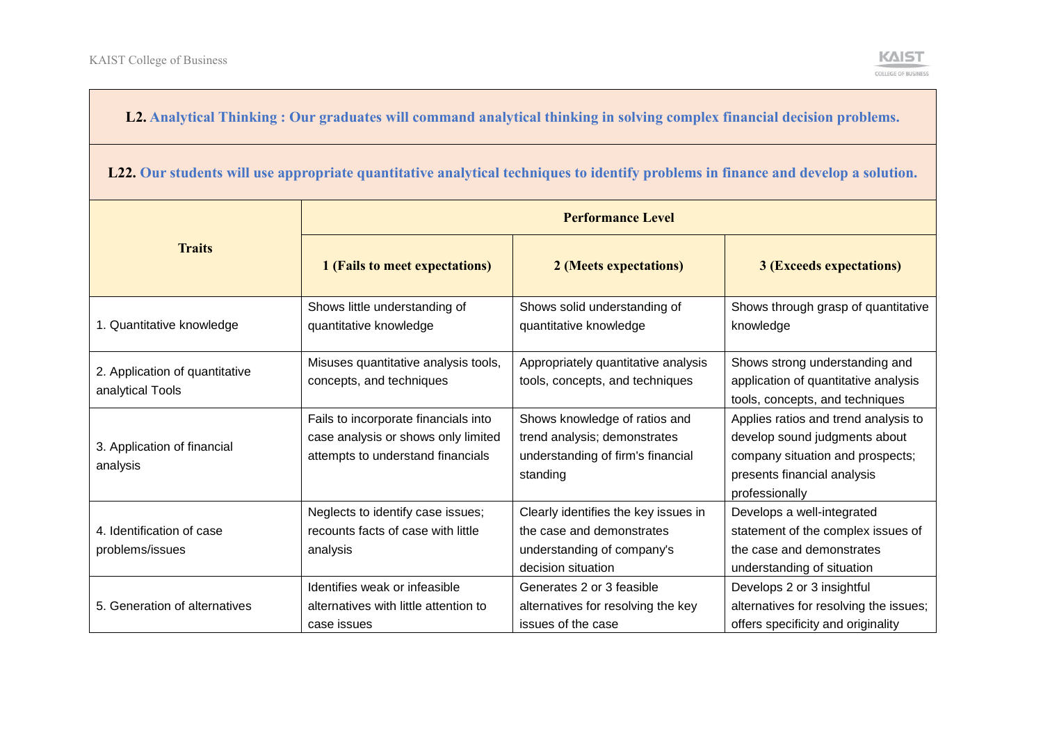**L2. Analytical Thinking : Our graduates will command analytical thinking in solving complex financial decision problems.**

**L22. Our students will use appropriate quantitative analytical techniques to identify problems in finance and develop a solution.**

| **Traits** | **Performance Level** | | |
|---|---|---|---|
| | **1 (Fails to meet expectations)** | **2 (Meets expectations)** | **3 (Exceeds expectations)** |
| 1. Quantitative knowledge | Shows little understanding of quantitative knowledge | Shows solid understanding of quantitative knowledge | Shows through grasp of quantitative knowledge |
| 2. Application of quantitative analytical Tools | Misuses quantitative analysis tools, concepts, and techniques | Appropriately quantitative analysis tools, concepts, and techniques | Shows strong understanding and application of quantitative analysis tools, concepts, and techniques |
| 3. Application of financial analysis | Fails to incorporate financials into case analysis or shows only limited attempts to understand financials | Shows knowledge of ratios and trend analysis; demonstrates understanding of firm's financial standing | Applies ratios and trend analysis to develop sound judgments about company situation and prospects; presents financial analysis professionally |
| 4. Identification of case problems/issues | Neglects to identify case issues; recounts facts of case with little analysis | Clearly identifies the key issues in the case and demonstrates understanding of company's decision situation | Develops a well-integrated statement of the complex issues of the case and demonstrates understanding of situation |
| 5. Generation of alternatives | Identifies weak or infeasible alternatives with little attention to case issues | Generates 2 or 3 feasible alternatives for resolving the key issues of the case | Develops 2 or 3 insightful alternatives for resolving the issues; offers specificity and originality |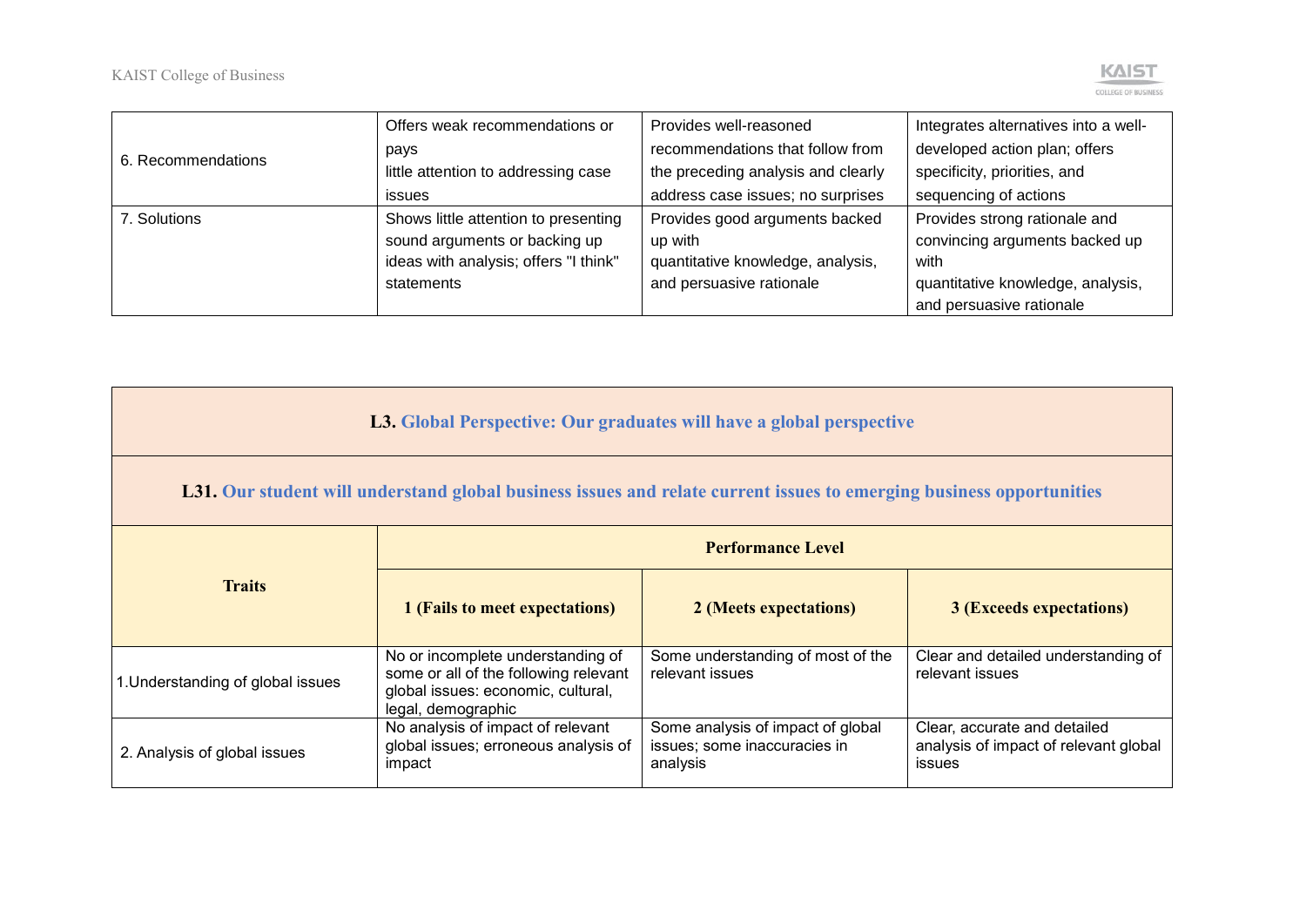| | | | |
|---|---|---|---|
| 6. Recommendations | Offers weak recommendations or pays little attention to addressing case issues | Provides well-reasoned recommendations that follow from the preceding analysis and clearly address case issues; no surprises | Integrates alternatives into a well-developed action plan; offers specificity, priorities, and sequencing of actions |
| 7. Solutions | Shows little attention to presenting sound arguments or backing up ideas with analysis; offers "I think" statements | Provides good arguments backed up with quantitative knowledge, analysis, and persuasive rationale | Provides strong rationale and convincing arguments backed up with quantitative knowledge, analysis, and persuasive rationale |

**L3. Global Perspective: Our graduates will have a global perspective**

**L31. Our student will understand global business issues and relate current issues to emerging business opportunities**

| Traits | Performance Level | | |
|---|---|---|---|
| | **1 (Fails to meet expectations)** | **2 (Meets expectations)** | **3 (Exceeds expectations)** |
| 1.Understanding of global issues | No or incomplete understanding of some or all of the following relevant global issues: economic, cultural, legal, demographic | Some understanding of most of the relevant issues | Clear and detailed understanding of relevant issues |
| 2. Analysis of global issues | No analysis of impact of relevant global issues; erroneous analysis of impact | Some analysis of impact of global issues; some inaccuracies in analysis | Clear, accurate and detailed analysis of impact of relevant global issues |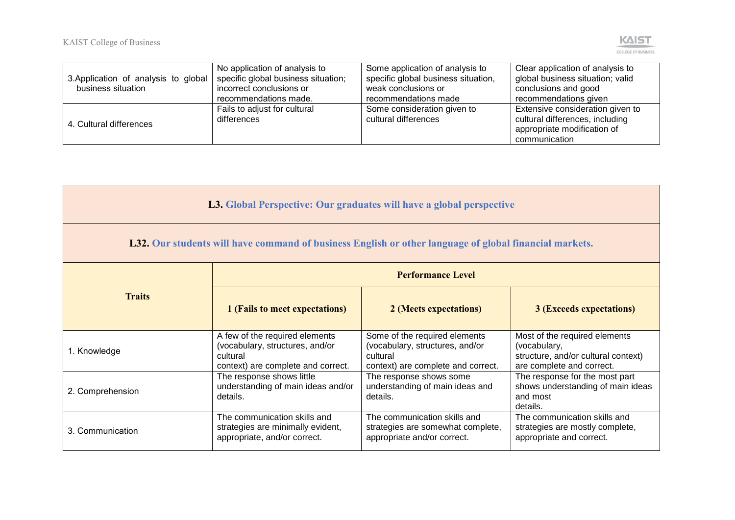| | | | |
|---|---|---|---|
| 3.Application of analysis to global business situation | No application of analysis to specific global business situation; incorrect conclusions or recommendations made. | Some application of analysis to specific global business situation, weak conclusions or recommendations made | Clear application of analysis to global business situation; valid conclusions and good recommendations given |
| 4. Cultural differences | Fails to adjust for cultural differences | Some consideration given to cultural differences | Extensive consideration given to cultural differences, including appropriate modification of communication |

**L3. Global Perspective: Our graduates will have a global perspective**

**L32. Our students will have command of business English or other language of global financial markets.**

| Traits | Performance Level | | |
|---|---|---|---|
| | **1 (Fails to meet expectations)** | **2 (Meets expectations)** | **3 (Exceeds expectations)** |
| 1. Knowledge | A few of the required elements (vocabulary, structures, and/or cultural context) are complete and correct. | Some of the required elements (vocabulary, structures, and/or cultural context) are complete and correct. | Most of the required elements (vocabulary, structure, and/or cultural context) are complete and correct. |
| 2. Comprehension | The response shows little understanding of main ideas and/or details. | The response shows some understanding of main ideas and details. | The response for the most part shows understanding of main ideas and most details. |
| 3. Communication | The communication skills and strategies are minimally evident, appropriate, and/or correct. | The communication skills and strategies are somewhat complete, appropriate and/or correct. | The communication skills and strategies are mostly complete, appropriate and correct. |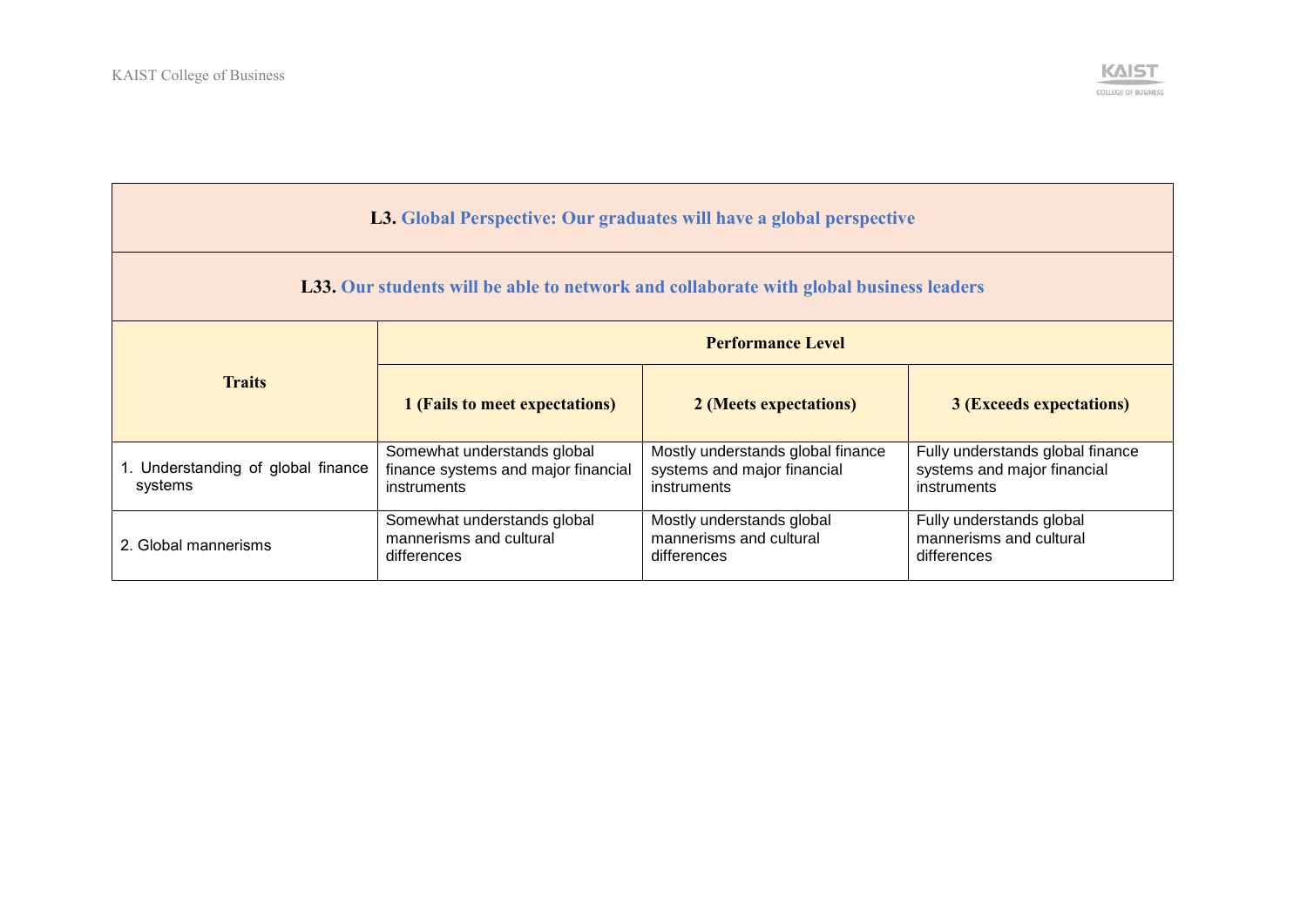| **L3.** **Global Perspective: Our graduates will have a global perspective** | | | |
|---|---|---|---|
| **L33.** **Our students will be able to network and collaborate with global business leaders** | | | |
| **Traits** | **Performance Level** | | |
| | **1 (Fails to meet expectations)** | **2 (Meets expectations)** | **3 (Exceeds expectations)** |
| 1. Understanding of global finance systems | Somewhat understands global finance systems and major financial instruments | Mostly understands global finance systems and major financial instruments | Fully understands global finance systems and major financial instruments |
| 2. Global mannerisms | Somewhat understands global mannerisms and cultural differences | Mostly understands global mannerisms and cultural differences | Fully understands global mannerisms and cultural differences |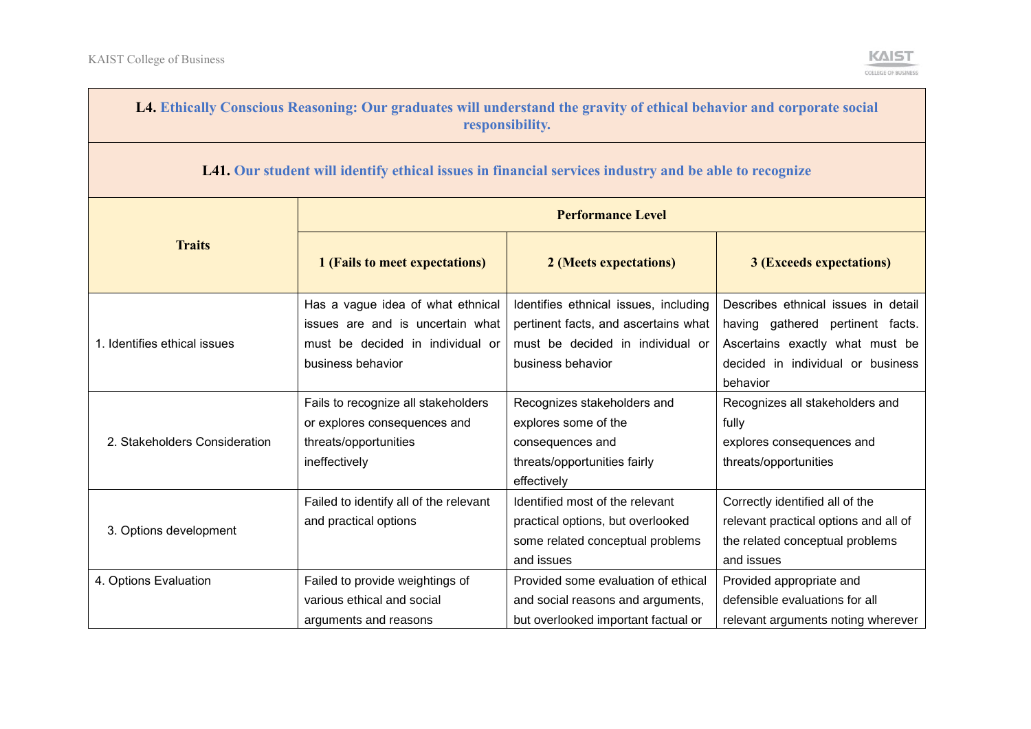| **L4. Ethically Conscious Reasoning: Our graduates will understand the gravity of ethical behavior and corporate social responsibility.** | | | |
|---|---|---|---|
| **L41. Our student will identify ethical issues in financial services industry and be able to recognize** | | | |
| **Traits** | **Performance Level** | | |
| | **1 (Fails to meet expectations)** | **2 (Meets expectations)** | **3 (Exceeds expectations)** |
| 1. Identifies ethical issues | Has a vague idea of what ethnical issues are and is uncertain what must be decided in individual or business behavior | Identifies ethnical issues, including pertinent facts, and ascertains what must be decided in individual or business behavior | Describes ethnical issues in detail having gathered pertinent facts. Ascertains exactly what must be decided in individual or business behavior |
| 2. Stakeholders Consideration | Fails to recognize all stakeholders or explores consequences and threats/opportunities ineffectively | Recognizes stakeholders and explores some of the consequences and threats/opportunities fairly effectively | Recognizes all stakeholders and fully explores consequences and threats/opportunities |
| 3. Options development | Failed to identify all of the relevant and practical options | Identified most of the relevant practical options, but overlooked some related conceptual problems and issues | Correctly identified all of the relevant practical options and all of the related conceptual problems and issues |
| 4. Options Evaluation | Failed to provide weightings of various ethical and social arguments and reasons | Provided some evaluation of ethical and social reasons and arguments, but overlooked important factual or | Provided appropriate and defensible evaluations for all relevant arguments noting wherever |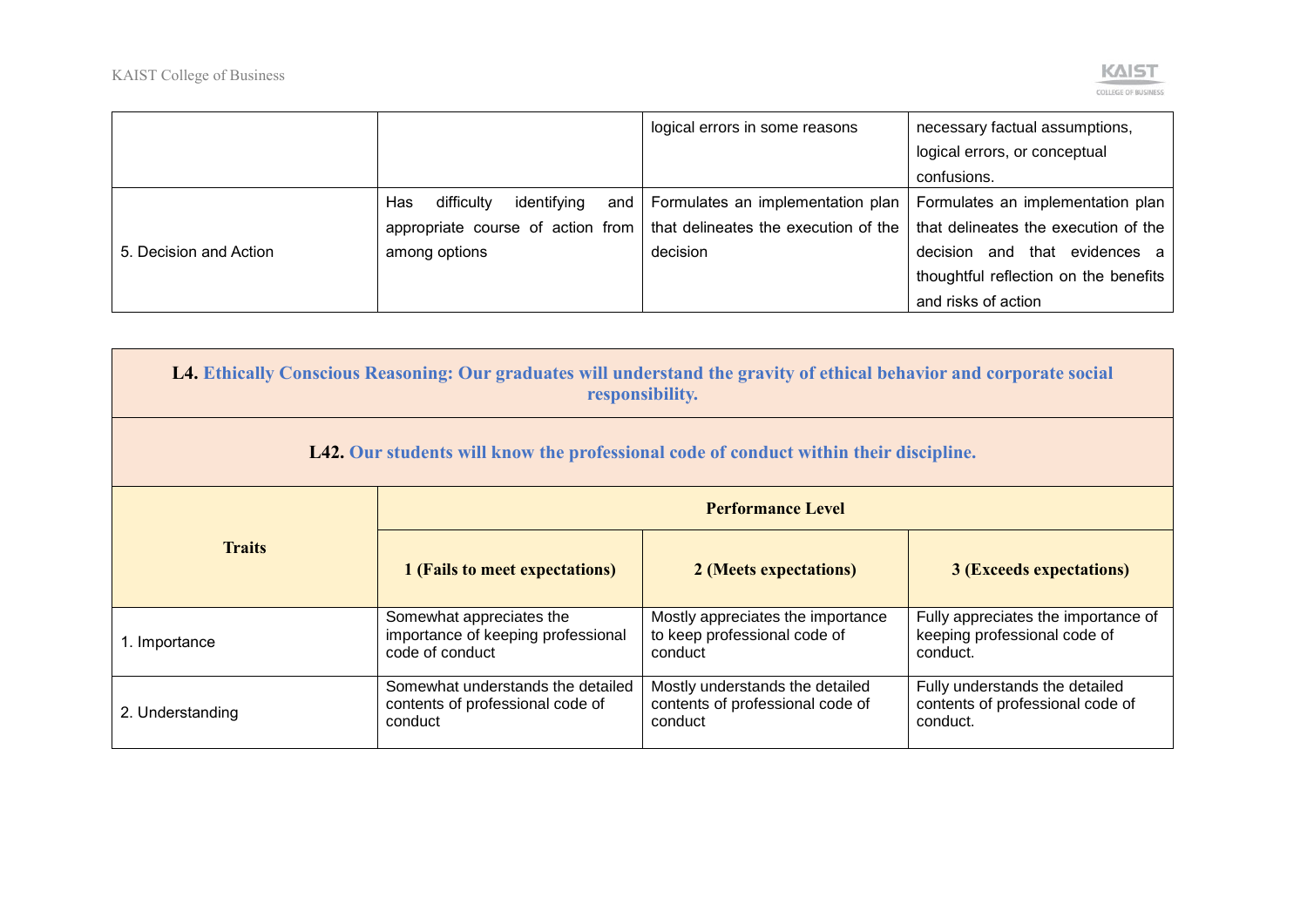| | | | |
|---|---|---|---|
| | | logical errors in some reasons | necessary factual assumptions, logical errors, or conceptual confusions. |
| 5. Decision and Action | Has difficulty identifying and appropriate course of action from among options | Formulates an implementation plan that delineates the execution of the decision | Formulates an implementation plan that delineates the execution of the decision and that evidences a thoughtful reflection on the benefits and risks of action |

| **L4. Ethically Conscious Reasoning: Our graduates will understand the gravity of ethical behavior and corporate social responsibility.** | | | |
|---|---|---|---|
| **L42. Our students will know the professional code of conduct within their discipline.** | | | |
| **Traits** | **Performance Level** | | |
| | **1 (Fails to meet expectations)** | **2 (Meets expectations)** | **3 (Exceeds expectations)** |
| 1. Importance | Somewhat appreciates the importance of keeping professional code of conduct | Mostly appreciates the importance to keep professional code of conduct | Fully appreciates the importance of keeping professional code of conduct. |
| 2. Understanding | Somewhat understands the detailed contents of professional code of conduct | Mostly understands the detailed contents of professional code of conduct | Fully understands the detailed contents of professional code of conduct. |